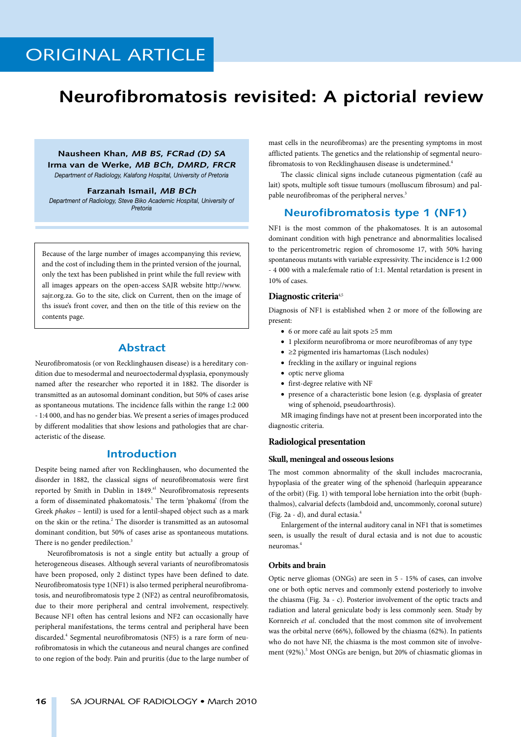ORIGINAL ARTICLE

# Neurofibromatosis revisited: A pictorial review

**Nausheen Khan,** ***MB BS, FCRad (D) SA***
**Irma van de Werke,** ***MB BCh, DMRD, FRCR***
*Department of Radiology, Kalafong Hospital, University of Pretoria*

**Farzanah Ismail,** ***MB BCh***
*Department of Radiology, Steve Biko Academic Hospital, University of Pretoria*

Because of the large number of images accompanying this review, and the cost of including them in the printed version of the journal, only the text has been published in print while the full review with all images appears on the open-access SAJR website http://www.sajr.org.za. Go to the site, click on Current, then on the image of ths issue's front cover, and then on the title of this review on the contents page.

## Abstract

Neurofibromatosis (or von Recklinghausen disease) is a hereditary condition due to mesodermal and neuroectodermal dysplasia, eponymously named after the researcher who reported it in 1882. The disorder is transmitted as an autosomal dominant condition, but 50% of cases arise as spontaneous mutations. The incidence falls within the range 1:2 000 - 1:4 000, and has no gender bias. We present a series of images produced by different modalities that show lesions and pathologies that are characteristic of the disease.

## Introduction

Despite being named after von Recklinghausen, who documented the disorder in 1882, the classical signs of neurofibromatosis were first reported by Smith in Dublin in 1849.[a1] Neurofibromatosis represents a form of disseminated phakomatosis.[1] The term 'phakoma' (from the Greek *phakos* – lentil) is used for a lentil-shaped object such as a mark on the skin or the retina.[2] The disorder is transmitted as an autosomal dominant condition, but 50% of cases arise as spontaneous mutations. There is no gender predilection.[3]

Neurofibromatosis is not a single entity but actually a group of heterogeneous diseases. Although several variants of neurofibromatosis have been proposed, only 2 distinct types have been defined to date. Neurofibromatosis type 1(NF1) is also termed peripheral neurofibromatosis, and neurofibromatosis type 2 (NF2) as central neurofibromatosis, due to their more peripheral and central involvement, respectively. Because NF1 often has central lesions and NF2 can occasionally have peripheral manifestations, the terms central and peripheral have been discarded.[4] Segmental neurofibromatosis (NF5) is a rare form of neurofibromatosis in which the cutaneous and neural changes are confined to one region of the body. Pain and pruritis (due to the large number of mast cells in the neurofibromas) are the presenting symptoms in most afflicted patients. The genetics and the relationship of segmental neurofibromatosis to von Recklinghausen disease is undetermined.[4]

The classic clinical signs include cutaneous pigmentation (café au lait) spots, multiple soft tissue tumours (molluscum fibrosum) and palpable neurofibromas of the peripheral nerves.[3]

## Neurofibromatosis type 1 (NF1)

NF1 is the most common of the phakomatoses. It is an autosomal dominant condition with high penetrance and abnormalities localised to the pericentrometric region of chromosome 17, with 50% having spontaneous mutants with variable expressivity. The incidence is 1:2 000 - 4 000 with a male:female ratio of 1:1. Mental retardation is present in 10% of cases.

### Diagnostic criteria[4,5]

Diagnosis of NF1 is established when 2 or more of the following are present:

- 6 or more café au lait spots ≥5 mm
- 1 plexiform neurofibroma or more neurofibromas of any type
- ≥2 pigmented iris hamartomas (Lisch nodules)
- freckling in the axillary or inguinal regions
- optic nerve glioma
- first-degree relative with NF
- presence of a characteristic bone lesion (e.g. dysplasia of greater wing of sphenoid, pseudoarthrosis).

MR imaging findings have not at present been incorporated into the diagnostic criteria.

### Radiological presentation

#### Skull, meningeal and osseous lesions

The most common abnormality of the skull includes macrocrania, hypoplasia of the greater wing of the sphenoid (harlequin appearance of the orbit) (Fig. 1) with temporal lobe herniation into the orbit (buphthalmos), calvarial defects (lambdoid and, uncommonly, coronal suture) (Fig. 2a - d), and dural ectasia.[4]

Enlargement of the internal auditory canal in NF1 that is sometimes seen, is usually the result of dural ectasia and is not due to acoustic neuromas.[4]

#### Orbits and brain

Optic nerve gliomas (ONGs) are seen in 5 - 15% of cases, can involve one or both optic nerves and commonly extend posteriorly to involve the chiasma (Fig. 3a - c). Posterior involvement of the optic tracts and radiation and lateral geniculate body is less commonly seen. Study by Kornreich *et al*. concluded that the most common site of involvement was the orbital nerve (66%), followed by the chiasma (62%). In patients who do not have NF, the chiasma is the most common site of involvement (92%).[5] Most ONGs are benign, but 20% of chiasmatic gliomas in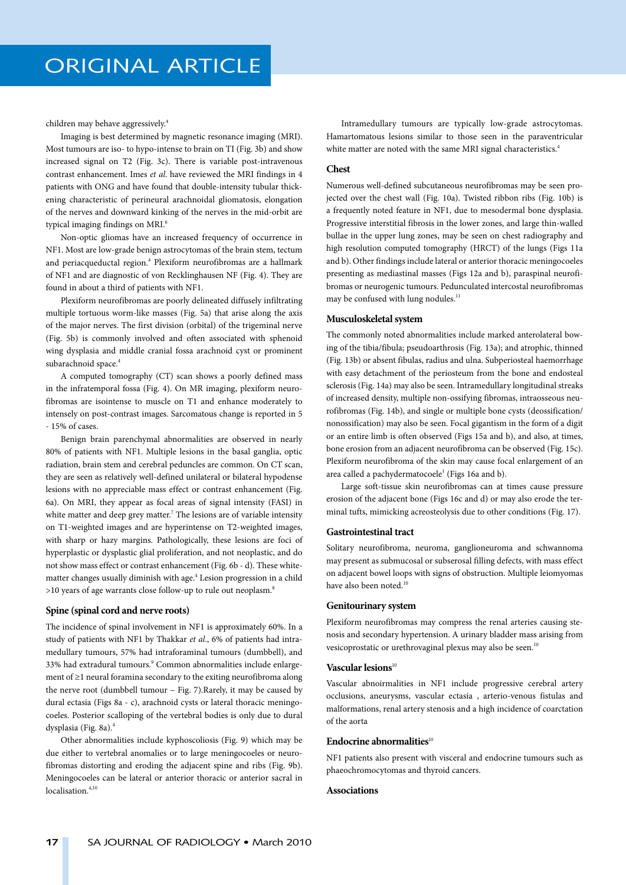children may behave aggressively.[4]

Imaging is best determined by magnetic resonance imaging (MRI). Most tumours are iso- to hypo-intense to brain on TI (Fig. 3b) and show increased signal on T2 (Fig. 3c). There is variable post-intravenous contrast enhancement. Imes *et al*. have reviewed the MRI findings in 4 patients with ONG and have found that double-intensity tubular thickening characteristic of perineural arachnoidal gliomatosis, elongation of the nerves and downward kinking of the nerves in the mid-orbit are typical imaging findings on MRI.[6]

Non-optic gliomas have an increased frequency of occurrence in NF1. Most are low-grade benign astrocytomas of the brain stem, tectum and periacqueductal region.[4] Plexiform neurofibromas are a hallmark of NF1 and are diagnostic of von Recklinghausen NF (Fig. 4). They are found in about a third of patients with NF1.

Plexiform neurofibromas are poorly delineated diffusely infiltrating multiple tortuous worm-like masses (Fig. 5a) that arise along the axis of the major nerves. The first division (orbital) of the trigeminal nerve (Fig. 5b) is commonly involved and often associated with sphenoid wing dysplasia and middle cranial fossa arachnoid cyst or prominent subarachnoid space.[4]

A computed tomography (CT) scan shows a poorly defined mass in the infratemporal fossa (Fig. 4). On MR imaging, plexiform neurofibromas are isointense to muscle on T1 and enhance moderately to intensely on post-contrast images. Sarcomatous change is reported in 5 - 15% of cases.

Benign brain parenchymal abnormalities are observed in nearly 80% of patients with NF1. Multiple lesions in the basal ganglia, optic radiation, brain stem and cerebral peduncles are common. On CT scan, they are seen as relatively well-defined unilateral or bilateral hypodense lesions with no appreciable mass effect or contrast enhancement (Fig. 6a). On MRI, they appear as focal areas of signal intensity (FASI) in white matter and deep grey matter.[7] The lesions are of variable intensity on T1-weighted images and are hyperintense on T2-weighted images, with sharp or hazy margins. Pathologically, these lesions are foci of hyperplastic or dysplastic glial proliferation, and not neoplastic, and do not show mass effect or contrast enhancement (Fig. 6b - d). These white-matter changes usually diminish with age.[4] Lesion progression in a child >10 years of age warrants close follow-up to rule out neoplasm.[8]

### Spine (spinal cord and nerve roots)

The incidence of spinal involvement in NF1 is approximately 60%. In a study of patients with NF1 by Thakkar *et al*., 6% of patients had intramedullary tumours, 57% had intraforaminal tumours (dumbbell), and 33% had extradural tumours.[9] Common abnormalities include enlargement of ≥1 neural foramina secondary to the exiting neurofibroma along the nerve root (dumbbell tumour – Fig. 7).Rarely, it may be caused by dural ectasia (Figs 8a - c), arachnoid cysts or lateral thoracic meningocoeles. Posterior scalloping of the vertebral bodies is only due to dural dysplasia (Fig. 8a).[4]

Other abnormalities include kyphoscoliosis (Fig. 9) which may be due either to vertebral anomalies or to large meningocoeles or neurofibromas distorting and eroding the adjacent spine and ribs (Fig. 9b). Meningocoeles can be lateral or anterior thoracic or anterior sacral in localisation.[4,10]

Intramedullary tumours are typically low-grade astrocytomas. Hamartomatous lesions similar to those seen in the paraventricular white matter are noted with the same MRI signal characteristics.[4]

### Chest

Numerous well-defined subcutaneous neurofibromas may be seen projected over the chest wall (Fig. 10a). Twisted ribbon ribs (Fig. 10b) is a frequently noted feature in NF1, due to mesodermal bone dysplasia. Progressive interstitial fibrosis in the lower zones, and large thin-walled bullae in the upper lung zones, may be seen on chest radiography and high resolution computed tomography (HRCT) of the lungs (Figs 11a and b). Other findings include lateral or anterior thoracic meningocoeles presenting as mediastinal masses (Figs 12a and b), paraspinal neurofibromas or neurogenic tumours. Pedunculated intercostal neurofibromas may be confused with lung nodules.[11]

### Musculoskeletal system

The commonly noted abnormalities include marked anterolateral bowing of the tibia/fibula; pseudoarthrosis (Fig. 13a); and atrophic, thinned (Fig. 13b) or absent fibulas, radius and ulna. Subperiosteal haemorrhage with easy detachment of the periosteum from the bone and endosteal sclerosis (Fig. 14a) may also be seen. Intramedullary longitudinal streaks of increased density, multiple non-ossifying fibromas, intraosseous neurofibromas (Fig. 14b), and single or multiple bone cysts (deossification/nonossification) may also be seen. Focal gigantism in the form of a digit or an entire limb is often observed (Figs 15a and b), and also, at times, bone erosion from an adjacent neurofibroma can be observed (Fig. 15c). Plexiform neurofibroma of the skin may cause focal enlargement of an area called a pachydermatocoele[1] (Figs 16a and b).

Large soft-tissue skin neurofibromas can at times cause pressure erosion of the adjacent bone (Figs 16c and d) or may also erode the terminal tufts, mimicking acreosteolysis due to other conditions (Fig. 17).

### Gastrointestinal tract

Solitary neurofibroma, neuroma, ganglioneuroma and schwannoma may present as submucosal or subserosal filling defects, with mass effect on adjacent bowel loops with signs of obstruction. Multiple leiomyomas have also been noted.[10]

### Genitourinary system

Plexiform neurofibromas may compress the renal arteries causing stenosis and secondary hypertension. A urinary bladder mass arising from vesicoprostatic or urethrovaginal plexus may also be seen.[10]

### Vascular lesions[10]

Vascular abnoirmalities in NF1 include progressive cerebral artery occlusions, aneurysms, vascular ectasia , arterio-venous fistulas and malformations, renal artery stenosis and a high incidence of coarctation of the aorta

### Endocrine abnormalities[10]

NF1 patients also present with visceral and endocrine tumours such as phaeochromocytomas and thyroid cancers.

### Associations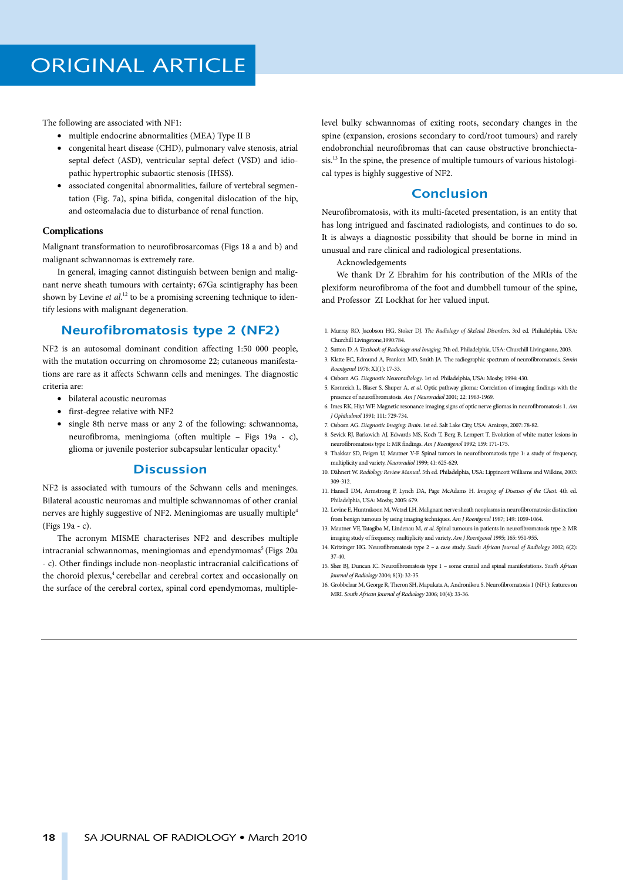The following are associated with NF1:

- multiple endocrine abnormalities (MEA) Type II B
- congenital heart disease (CHD), pulmonary valve stenosis, atrial septal defect (ASD), ventricular septal defect (VSD) and idiopathic hypertrophic subaortic stenosis (IHSS).
- associated congenital abnormalities, failure of vertebral segmentation (Fig. 7a), spina bifida, congenital dislocation of the hip, and osteomalacia due to disturbance of renal function.

### Complications

Malignant transformation to neurofibrosarcomas (Figs 18 a and b) and malignant schwannomas is extremely rare.

In general, imaging cannot distinguish between benign and malignant nerve sheath tumours with certainty; 67Ga scintigraphy has been shown by Levine *et al.*[12] to be a promising screening technique to identify lesions with malignant degeneration.

## Neurofibromatosis type 2 (NF2)

NF2 is an autosomal dominant condition affecting 1:50 000 people, with the mutation occurring on chromosome 22; cutaneous manifestations are rare as it affects Schwann cells and meninges. The diagnostic criteria are:

- bilateral acoustic neuromas
- first-degree relative with NF2
- single 8th nerve mass or any 2 of the following: schwannoma, neurofibroma, meningioma (often multiple – Figs 19a - c), glioma or juvenile posterior subcapsular lenticular opacity.[4]

## Discussion

NF2 is associated with tumours of the Schwann cells and meninges. Bilateral acoustic neuromas and multiple schwannomas of other cranial nerves are highly suggestive of NF2. Meningiomas are usually multiple[4] (Figs 19a - c).

The acronym MISME characterises NF2 and describes multiple intracranial schwannomas, meningiomas and ependymomas[5] (Figs 20a - c). Other findings include non-neoplastic intracranial calcifications of the choroid plexus,[4] cerebellar and cerebral cortex and occasionally on the surface of the cerebral cortex, spinal cord ependymomas, multiple-level bulky schwannomas of exiting roots, secondary changes in the spine (expansion, erosions secondary to cord/root tumours) and rarely endobronchial neurofibromas that can cause obstructive bronchiectasis.[13] In the spine, the presence of multiple tumours of various histological types is highly suggestive of NF2.

## Conclusion

Neurofibromatosis, with its multi-faceted presentation, is an entity that has long intrigued and fascinated radiologists, and continues to do so. It is always a diagnostic possibility that should be borne in mind in unusual and rare clinical and radiological presentations.

Acknowledgements

We thank Dr Z Ebrahim for his contribution of the MRIs of the plexiform neurofibroma of the foot and dumbbell tumour of the spine, and Professor ZI Lockhat for her valued input.

1. Murray RO, Jacobson HG, Stoker DJ. *The Radiology of Skeletal Disorders*. 3rd ed. Philadelphia, USA: Churchill Livingstone,1990:784.
2. Sutton D. *A Textbook of Radiology and Imaging*. 7th ed. Philadelphia, USA: Churchill Livingstone, 2003.
3. Klatte EC, Edmund A, Franken MD, Smith JA. The radiographic spectrum of neurofibromatosis. *Semin Roentgenol* 1976; XI(1): 17-33.
4. Osborn AG. *Diagnostic Neuroradiology*. 1st ed. Philadelphia, USA: Mosby, 1994: 430.
5. Kornreich L, Blaser S, Shuper A, *et al.* Optic pathway glioma: Correlation of imaging findings with the presence of neurofibromatosis. *Am J Neuroradiol* 2001; 22: 1963-1969.
6. Imes RK, Hiyt WF. Magnetic resonance imaging signs of optic nerve gliomas in neurofibromatosis 1. *Am J Ophthalmol* 1991; 111: 729-734.
7. Osborn AG. *Diagnostic Imaging: Brain*. 1st ed. Salt Lake City, USA: Amirsys, 2007: 78-82.
8. Sevick RJ, Barkovich AJ, Edwards MS, Koch T, Berg B, Lempert T. Evolution of white matter lesions in neurofibromatosis type 1: MR findings. *Am J Roentgenol* 1992; 159: 171-175.
9. Thakkar SD, Feigen U, Mautner V-F. Spinal tumors in neurofibromatosis type 1: a study of frequency, multiplicity and variety. *Neuroradiol* 1999; 41: 625-629.
10. Dähnert W. *Radiology Review Manual*. 5th ed. Philadelphia, USA: Lippincott Williams and Wilkins, 2003: 309-312.
11. Hansell DM, Armstrong P, Lynch DA, Page McAdams H. *Imaging of Diseases of the Chest*. 4th ed. Philadelphia, USA: Mosby, 2005: 679.
12. Levine E, Huntrakoon M, Wetzel LH. Malignant nerve sheath neoplasms in neurofibromatosis: distinction from benign tumours by using imaging techniques. *Am J Roentgenol* 1987; 149: 1059-1064.
13. Mautner VF, Tatagiba M, Lindenau M, *et al.* Spinal tumours in patients in neurofibromatosis type 2: MR imaging study of frequency, multiplicity and variety. *Am J Roentgenol* 1995; 165: 951-955.
14. Kritzinger HG. Neurofibromatosis type 2 – a case study. *South African Journal of Radiology* 2002; 6(2): 37-40.
15. Sher BJ, Duncan IC. Neurofibromatosis type 1 – some cranial and spinal manifestations. *South African Journal of Radiology* 2004; 8(3): 32-35.
16. Grobbelaar M, George R, Theron SH, Mapukata A, Andronikou S. Neurofibromatosis 1 (NF1): features on MRI. *South African Journal of Radiology* 2006; 10(4): 33-36.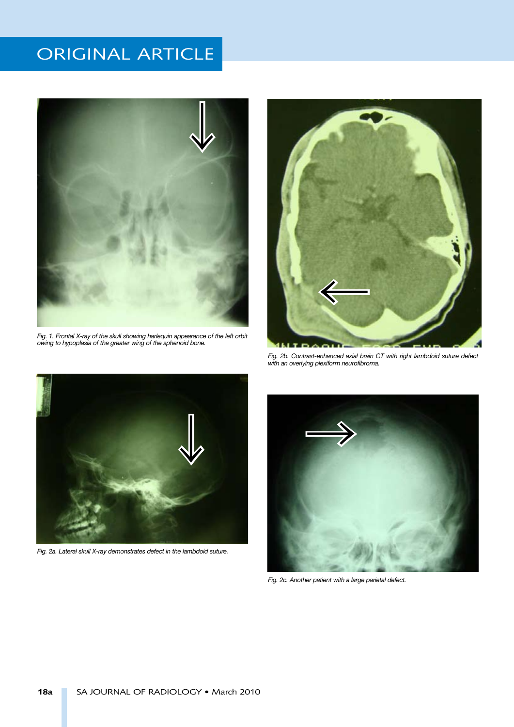Fig. 1. Frontal X-ray of the skull showing harlequin appearance of the left orbit owing to hypoplasia of the greater wing of the sphenoid bone.

Fig. 2b. Contrast-enhanced axial brain CT with right lambdoid suture defect with an overlying plexiform neurofibroma.

Fig. 2a. Lateral skull X-ray demonstrates defect in the lambdoid suture.

Fig. 2c. Another patient with a large parietal defect.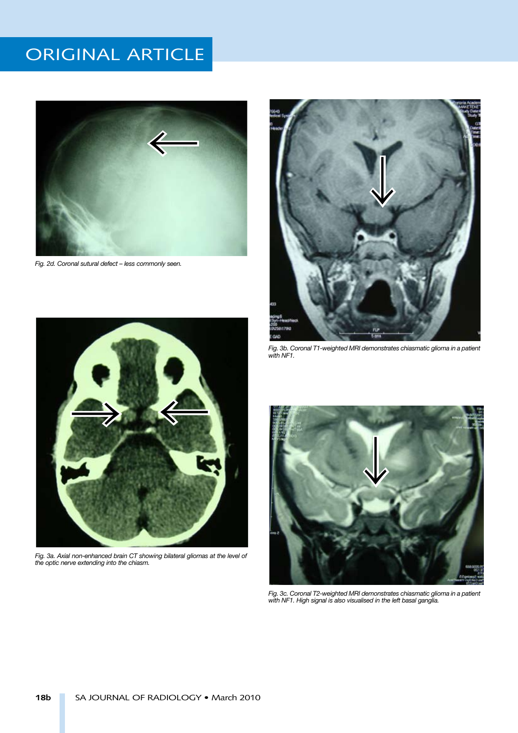Fig. 2d. Coronal sutural defect – less commonly seen.

Fig. 3b. Coronal T1-weighted MRI demonstrates chiasmatic glioma in a patient with NF1.

Fig. 3a. Axial non-enhanced brain CT showing bilateral gliomas at the level of the optic nerve extending into the chiasm.

Fig. 3c. Coronal T2-weighted MRI demonstrates chiasmatic glioma in a patient with NF1. High signal is also visualised in the left basal ganglia.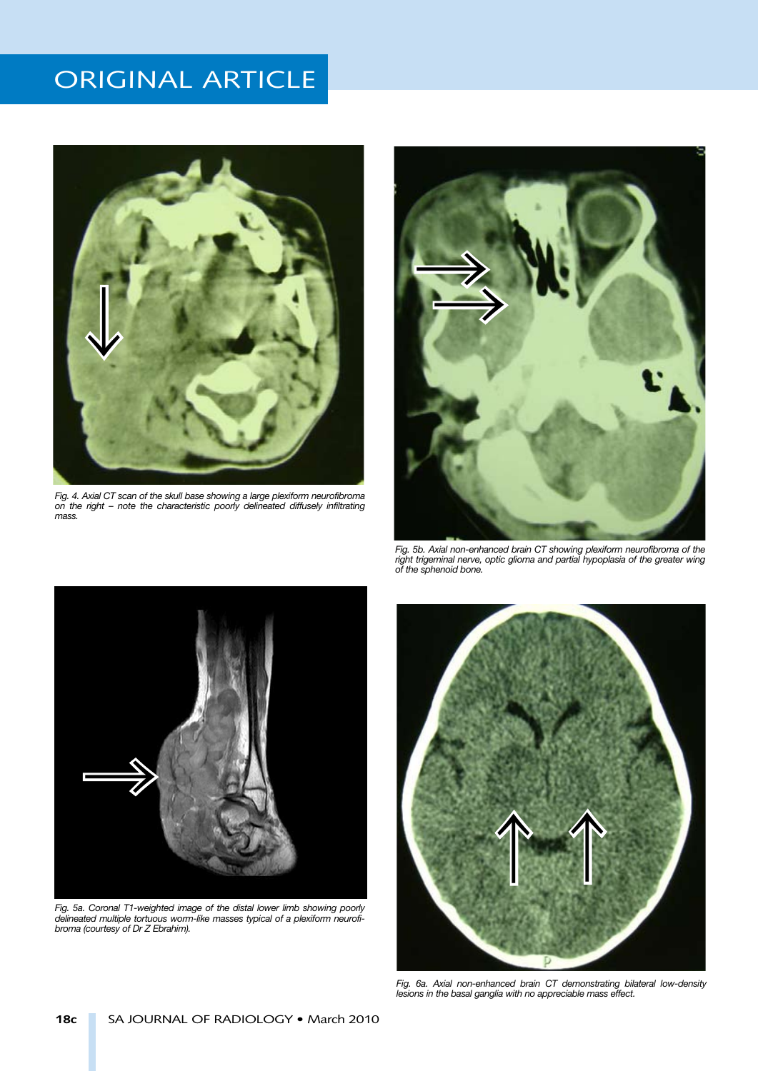Fig. 4. Axial CT scan of the skull base showing a large plexiform neurofibroma on the right – note the characteristic poorly delineated diffusely infiltrating mass.

Fig. 5b. Axial non-enhanced brain CT showing plexiform neurofibroma of the right trigeminal nerve, optic glioma and partial hypoplasia of the greater wing of the sphenoid bone.

Fig. 5a. Coronal T1-weighted image of the distal lower limb showing poorly delineated multiple tortuous worm-like masses typical of a plexiform neurofibroma (courtesy of Dr Z Ebrahim).

Fig. 6a. Axial non-enhanced brain CT demonstrating bilateral low-density lesions in the basal ganglia with no appreciable mass effect.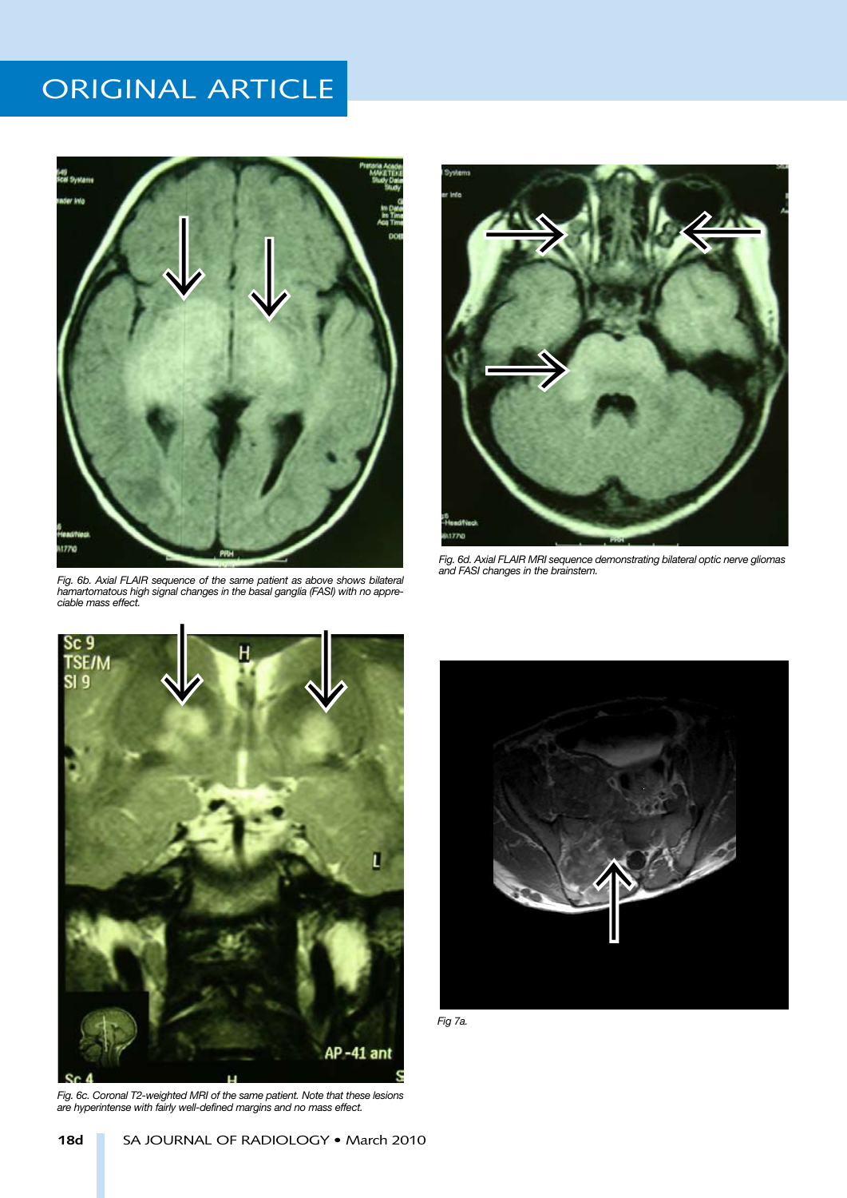Fig. 6b. Axial FLAIR sequence of the same patient as above shows bilateral hamartomatous high signal changes in the basal ganglia (FASI) with no appreciable mass effect.

Fig. 6d. Axial FLAIR MRI sequence demonstrating bilateral optic nerve gliomas and FASI changes in the brainstem.

Fig. 6c. Coronal T2-weighted MRI of the same patient. Note that these lesions are hyperintense with fairly well-defined margins and no mass effect.

Fig 7a.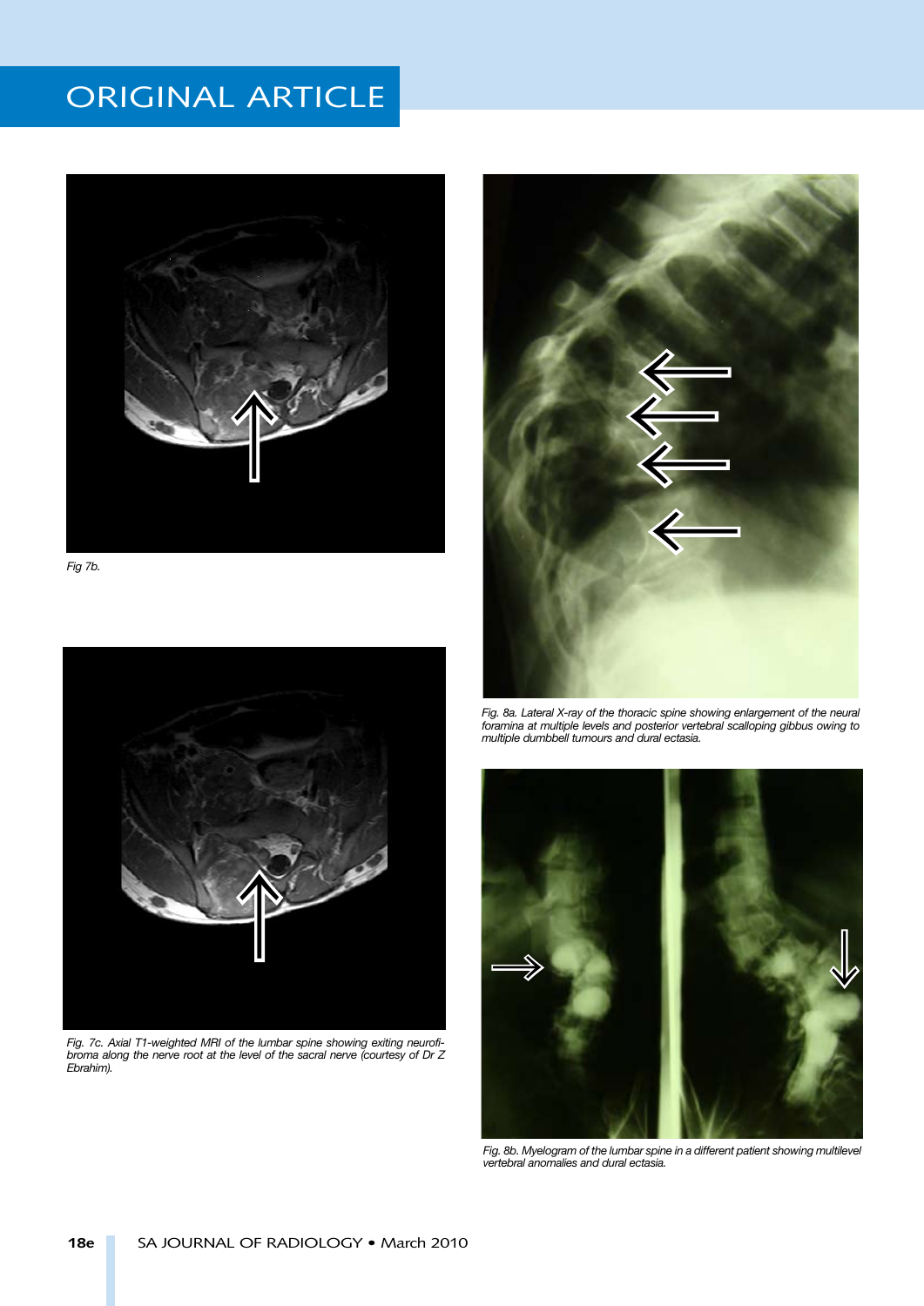Fig 7b.

Fig. 7c. Axial T1-weighted MRI of the lumbar spine showing exiting neurofibroma along the nerve root at the level of the sacral nerve (courtesy of Dr Z Ebrahim).

Fig. 8a. Lateral X-ray of the thoracic spine showing enlargement of the neural foramina at multiple levels and posterior vertebral scalloping gibbus owing to multiple dumbbell tumours and dural ectasia.

Fig. 8b. Myelogram of the lumbar spine in a different patient showing multilevel vertebral anomalies and dural ectasia.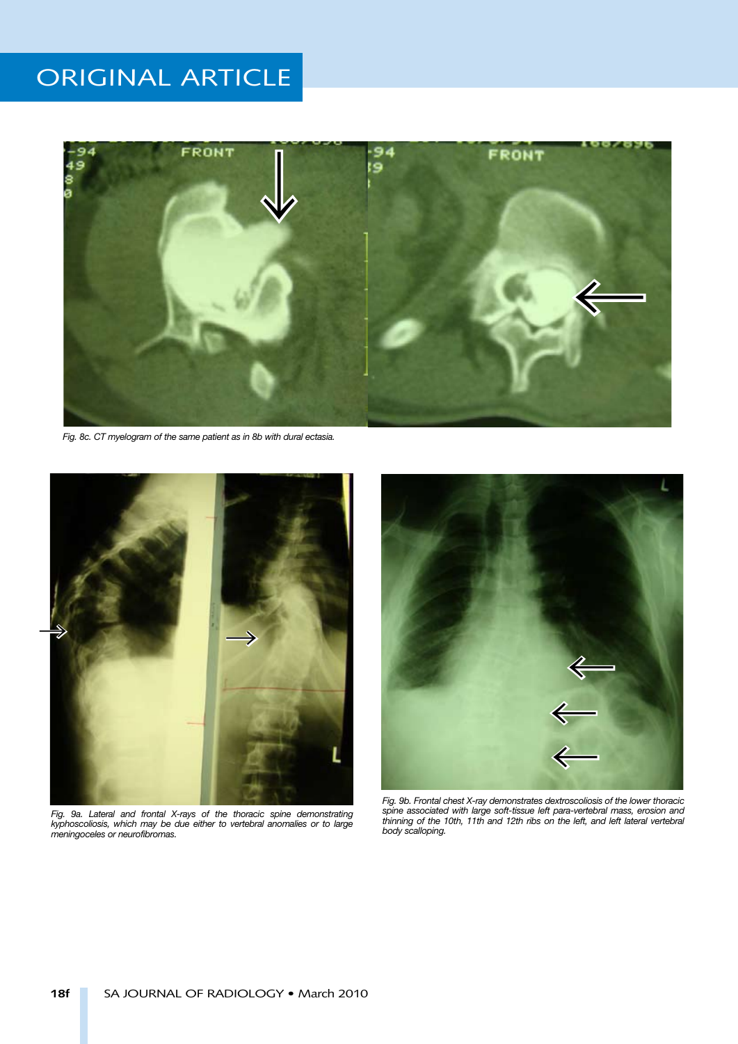Fig. 8c. CT myelogram of the same patient as in 8b with dural ectasia.

Fig. 9a. Lateral and frontal X-rays of the thoracic spine demonstrating kyphoscoliosis, which may be due either to vertebral anomalies or to large meningoceles or neurofibromas.

Fig. 9b. Frontal chest X-ray demonstrates dextroscoliosis of the lower thoracic spine associated with large soft-tissue left para-vertebral mass, erosion and thinning of the 10th, 11th and 12th ribs on the left, and left lateral vertebral body scalloping.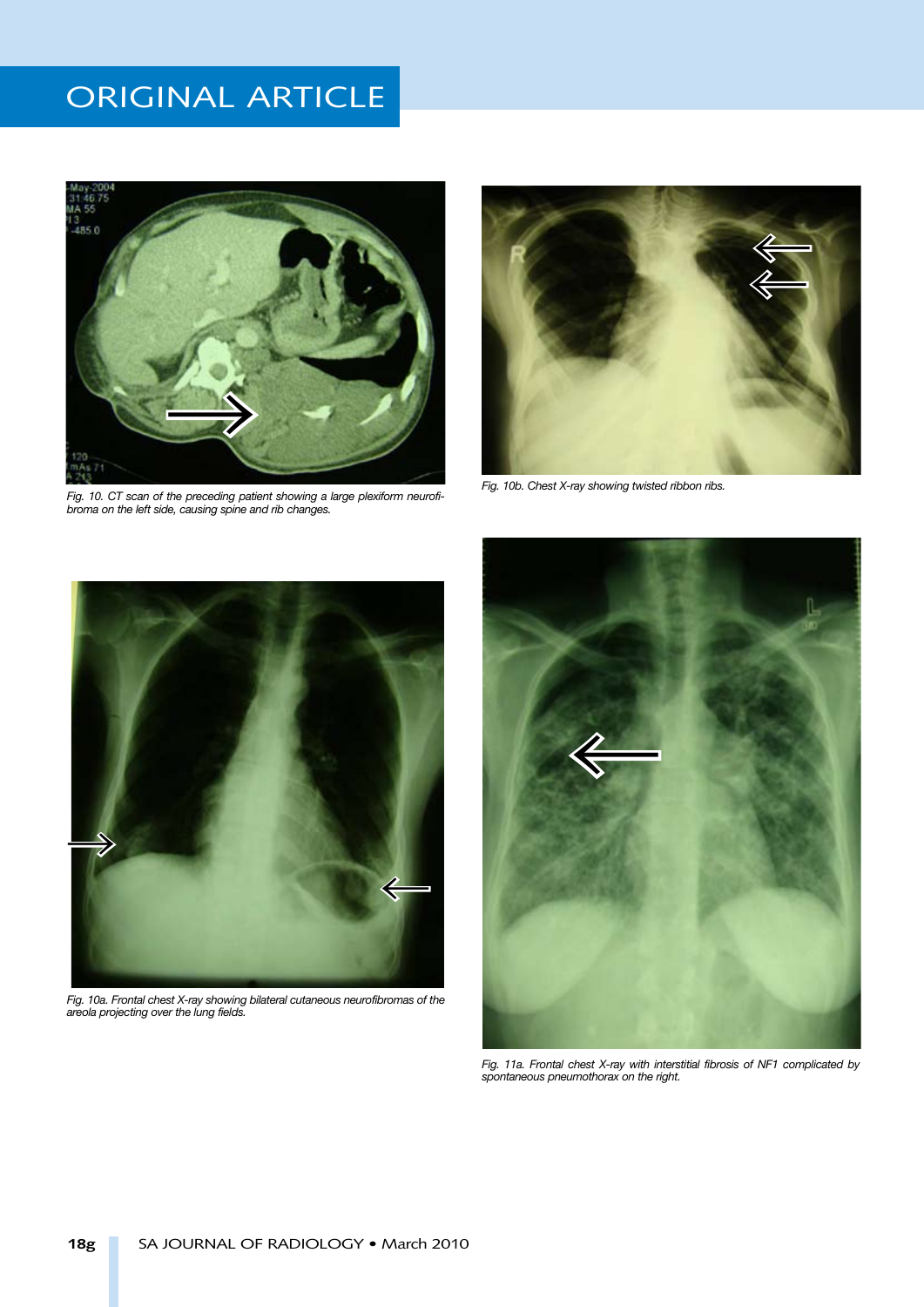Fig. 10. CT scan of the preceding patient showing a large plexiform neurofibroma on the left side, causing spine and rib changes.

Fig. 10b. Chest X-ray showing twisted ribbon ribs.

Fig. 10a. Frontal chest X-ray showing bilateral cutaneous neurofibromas of the areola projecting over the lung fields.

Fig. 11a. Frontal chest X-ray with interstitial fibrosis of NF1 complicated by spontaneous pneumothorax on the right.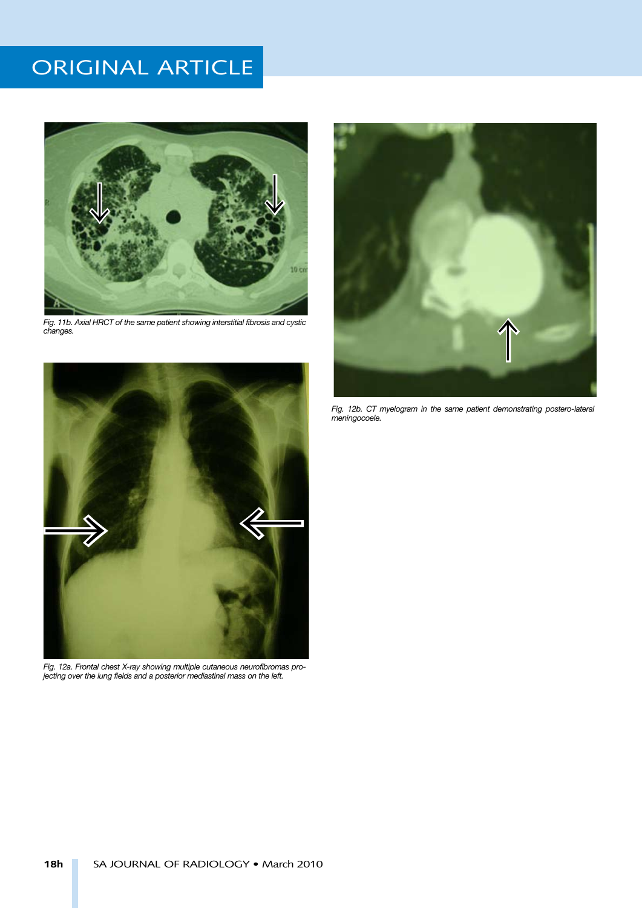Fig. 11b. Axial HRCT of the same patient showing interstitial fibrosis and cystic changes.

Fig. 12a. Frontal chest X-ray showing multiple cutaneous neurofibromas projecting over the lung fields and a posterior mediastinal mass on the left.

Fig. 12b. CT myelogram in the same patient demonstrating postero-lateral meningocoele.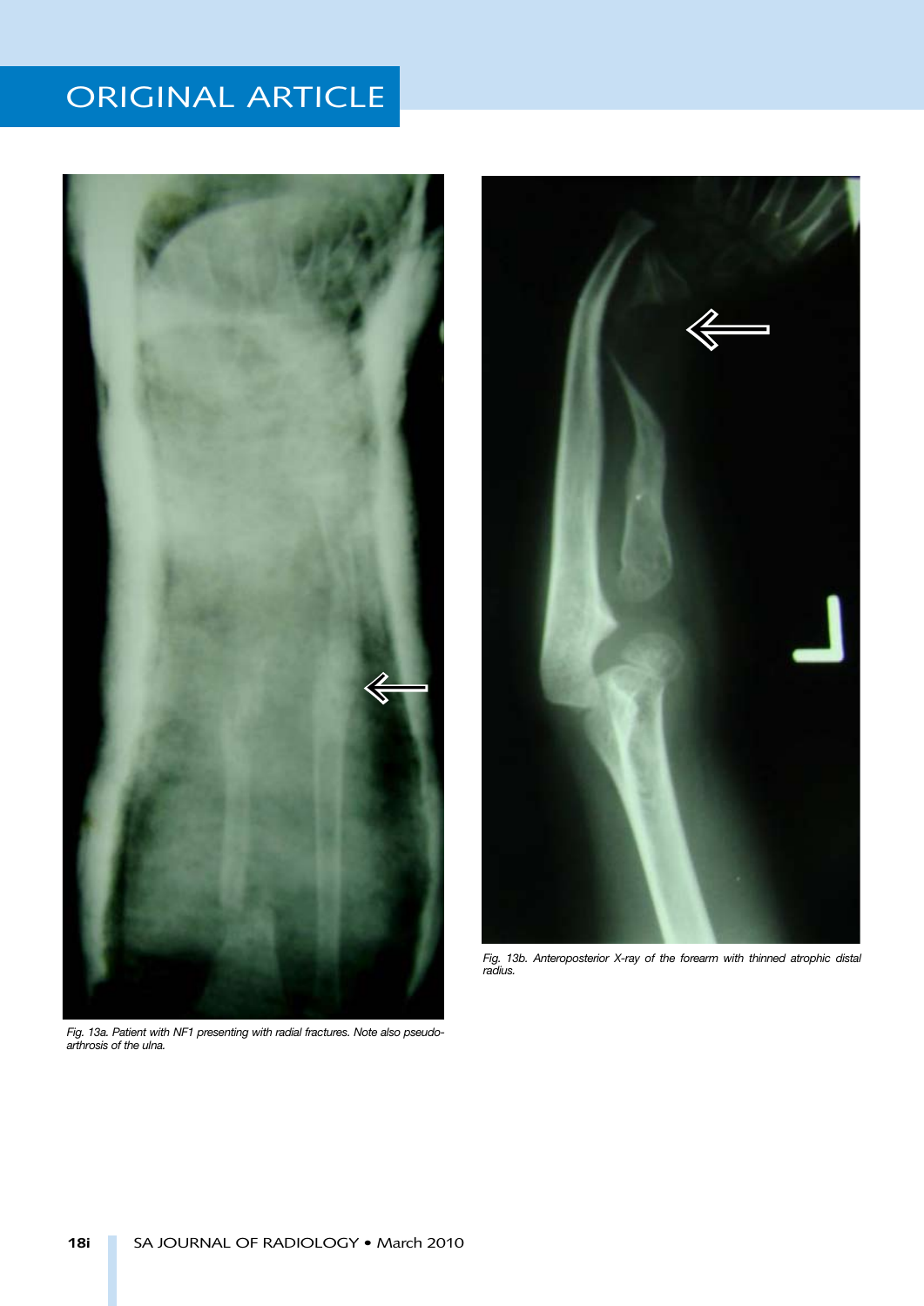Fig. 13a. Patient with NF1 presenting with radial fractures. Note also pseudoarthrosis of the ulna.

Fig. 13b. Anteroposterior X-ray of the forearm with thinned atrophic distal radius.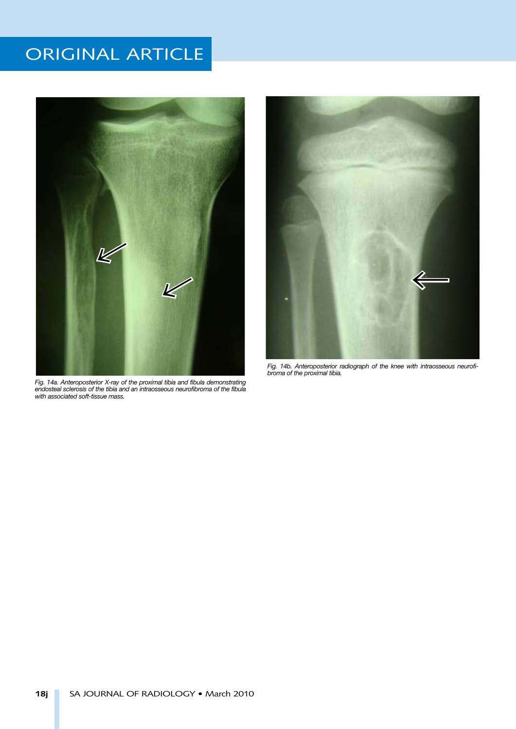Fig. 14a. Anteroposterior X-ray of the proximal tibia and fibula demonstrating endosteal sclerosis of the tibia and an intraosseous neurofibroma of the fibula with associated soft-tissue mass.

Fig. 14b. Anteroposterior radiograph of the knee with intraosseous neurofibroma of the proximal tibia.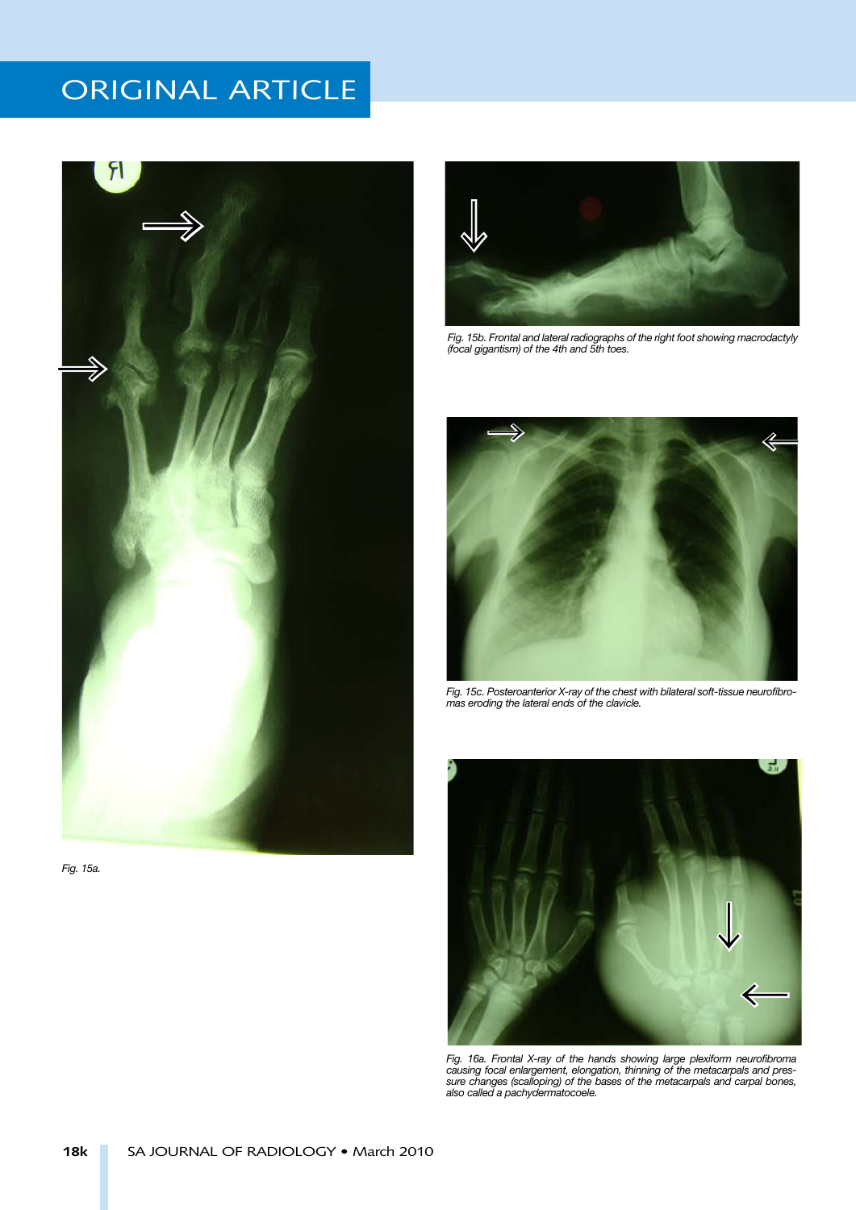Fig. 15a.

Fig. 15b. Frontal and lateral radiographs of the right foot showing macrodactyly (focal gigantism) of the 4th and 5th toes.

Fig. 15c. Posteroanterior X-ray of the chest with bilateral soft-tissue neurofibromas eroding the lateral ends of the clavicle.

Fig. 16a. Frontal X-ray of the hands showing large plexiform neurofibroma causing focal enlargement, elongation, thinning of the metacarpals and pressure changes (scalloping) of the bases of the metacarpals and carpal bones, also called a pachydermatocoele.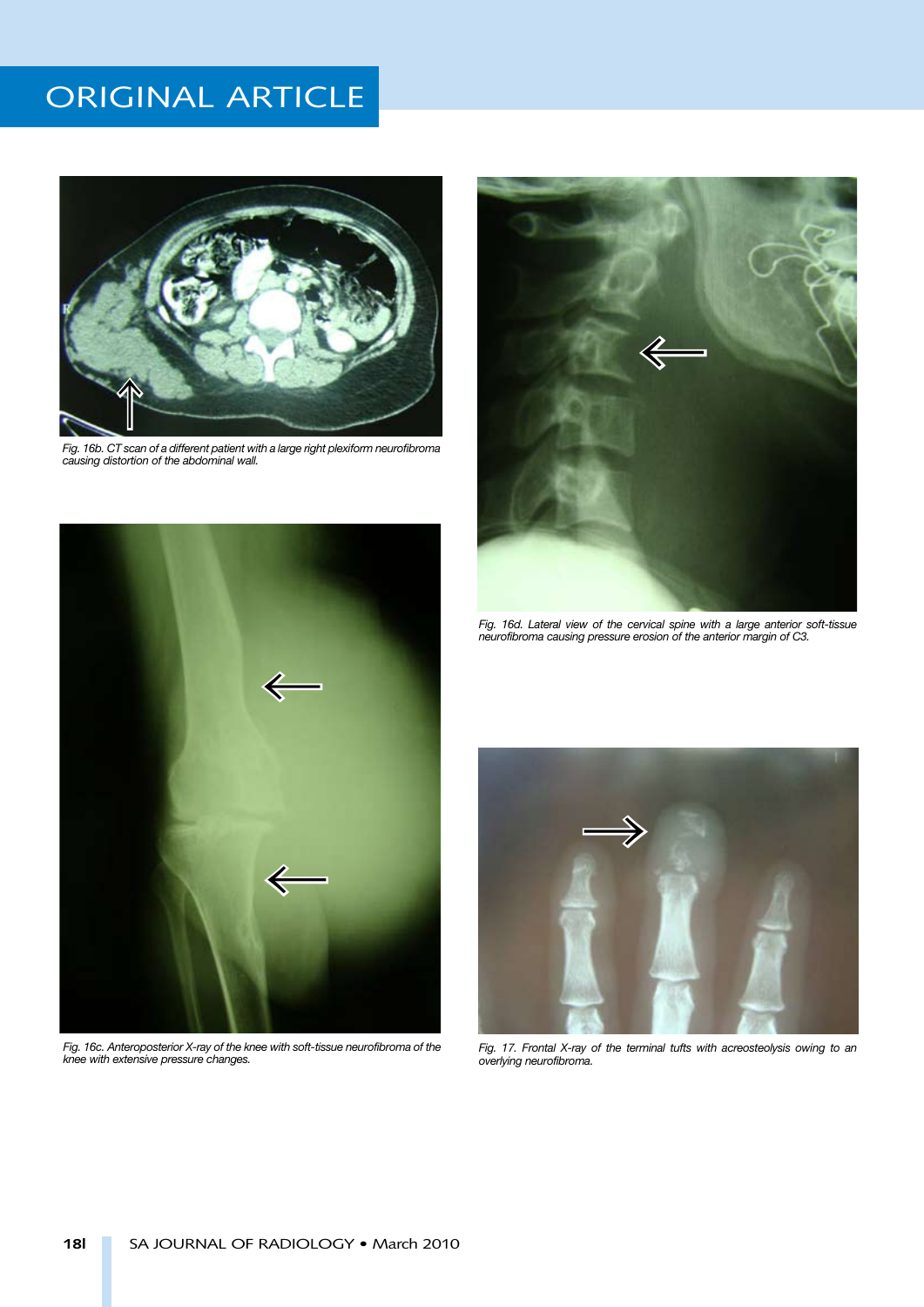Fig. 16b. CT scan of a different patient with a large right plexiform neurofibroma causing distortion of the abdominal wall.

Fig. 16d. Lateral view of the cervical spine with a large anterior soft-tissue neurofibroma causing pressure erosion of the anterior margin of C3.

Fig. 16c. Anteroposterior X-ray of the knee with soft-tissue neurofibroma of the knee with extensive pressure changes.

Fig. 17. Frontal X-ray of the terminal tufts with acreosteolysis owing to an overlying neurofibroma.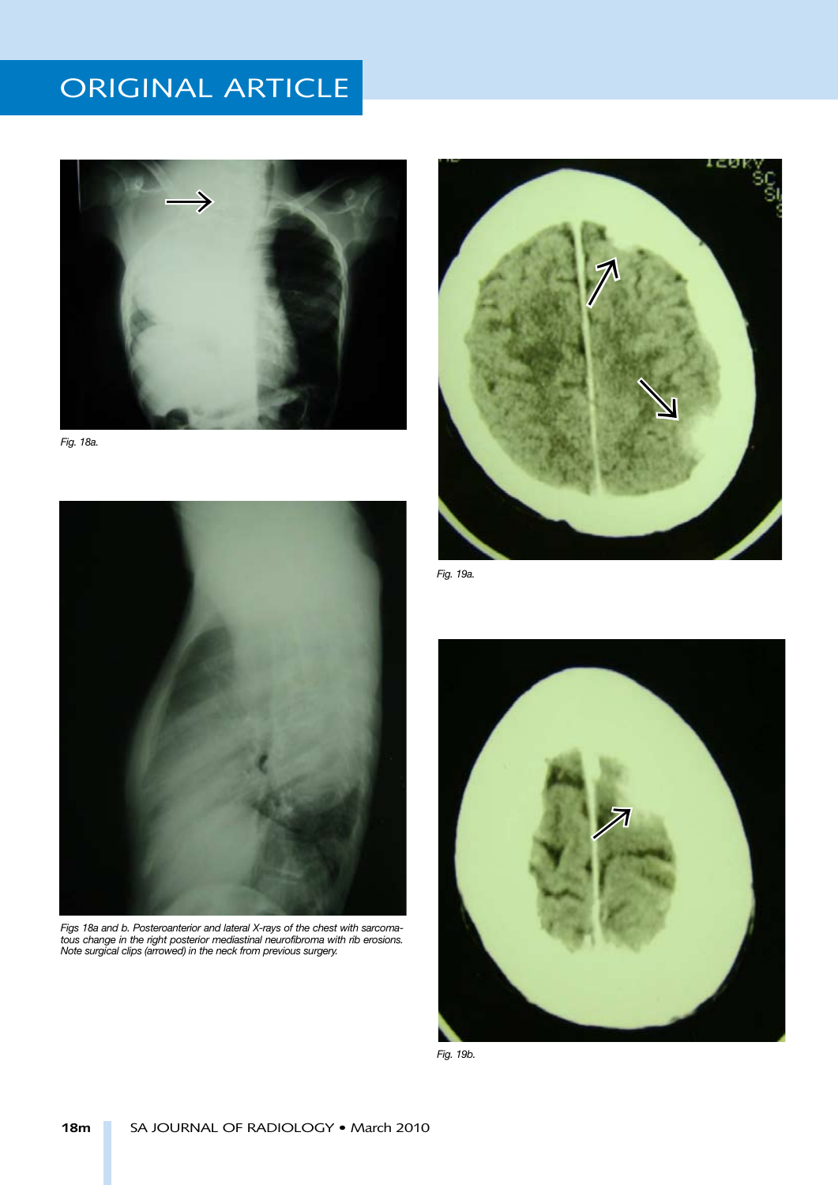Fig. 18a.

Figs 18a and b. Posteroanterior and lateral X-rays of the chest with sarcomatous change in the right posterior mediastinal neurofibroma with rib erosions. Note surgical clips (arrowed) in the neck from previous surgery.

Fig. 19a.

Fig. 19b.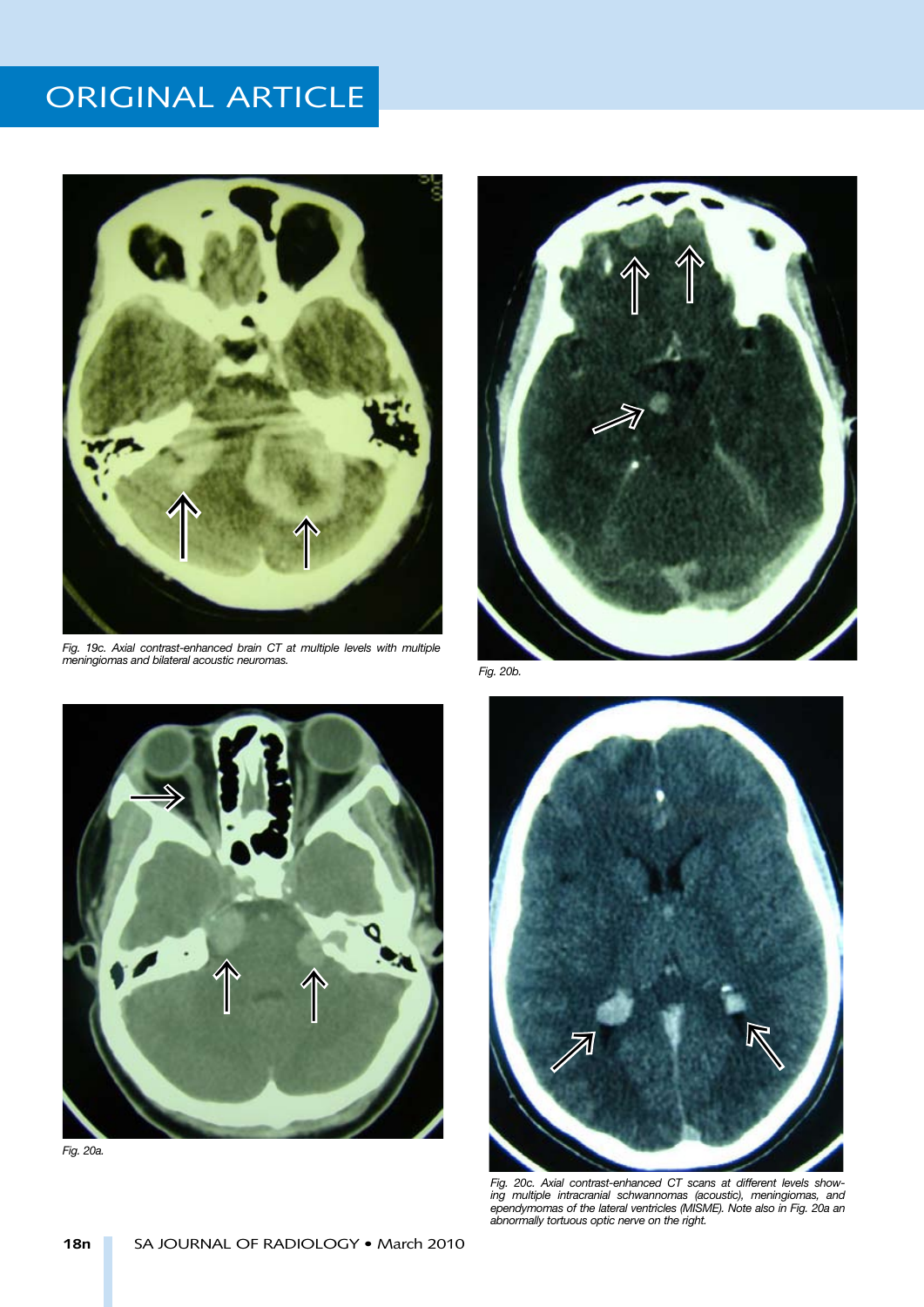Fig. 19c. Axial contrast-enhanced brain CT at multiple levels with multiple meningiomas and bilateral acoustic neuromas.

Fig. 20b.

Fig. 20a.

Fig. 20c. Axial contrast-enhanced CT scans at different levels showing multiple intracranial schwannomas (acoustic), meningiomas, and ependymomas of the lateral ventricles (MISME). Note also in Fig. 20a an abnormally tortuous optic nerve on the right.